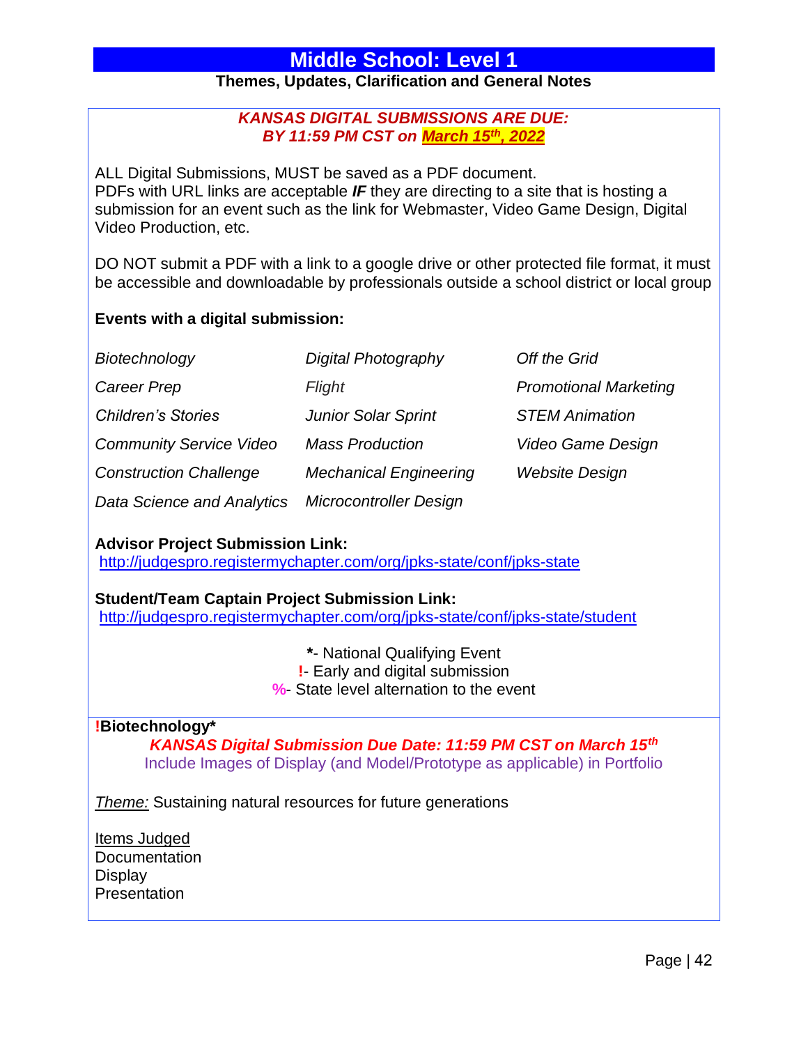# Middle School: Level 1

**Themes, Updates, Clarification and General Notes**

***KANSAS DIGITAL SUBMISSIONS ARE DUE:***
***BY 11:59 PM CST on March 15th, 2022***

ALL Digital Submissions, MUST be saved as a PDF document.
PDFs with URL links are acceptable ***IF*** they are directing to a site that is hosting a submission for an event such as the link for Webmaster, Video Game Design, Digital Video Production, etc.

DO NOT submit a PDF with a link to a google drive or other protected file format, it must be accessible and downloadable by professionals outside a school district or local group

**Events with a digital submission:**

| | | |
|---|---|---|
| *Biotechnology* | *Digital Photography* | *Off the Grid* |
| *Career Prep* | *Flight* | *Promotional Marketing* |
| *Children's Stories* | *Junior Solar Sprint* | *STEM Animation* |
| *Community Service Video* | *Mass Production* | *Video Game Design* |
| *Construction Challenge* | *Mechanical Engineering* | *Website Design* |
| *Data Science and Analytics* | *Microcontroller Design* | |

**Advisor Project Submission Link:**
http://judgespro.registermychapter.com/org/jpks-state/conf/jpks-state

**Student/Team Captain Project Submission Link:**
http://judgespro.registermychapter.com/org/jpks-state/conf/jpks-state/student

*- National Qualifying Event
!- Early and digital submission
%- State level alternation to the event

**!Biotechnology***

***KANSAS Digital Submission Due Date: 11:59 PM CST on March 15th***
Include Images of Display (and Model/Prototype as applicable) in Portfolio

*Theme:* Sustaining natural resources for future generations

Items Judged
Documentation
Display
Presentation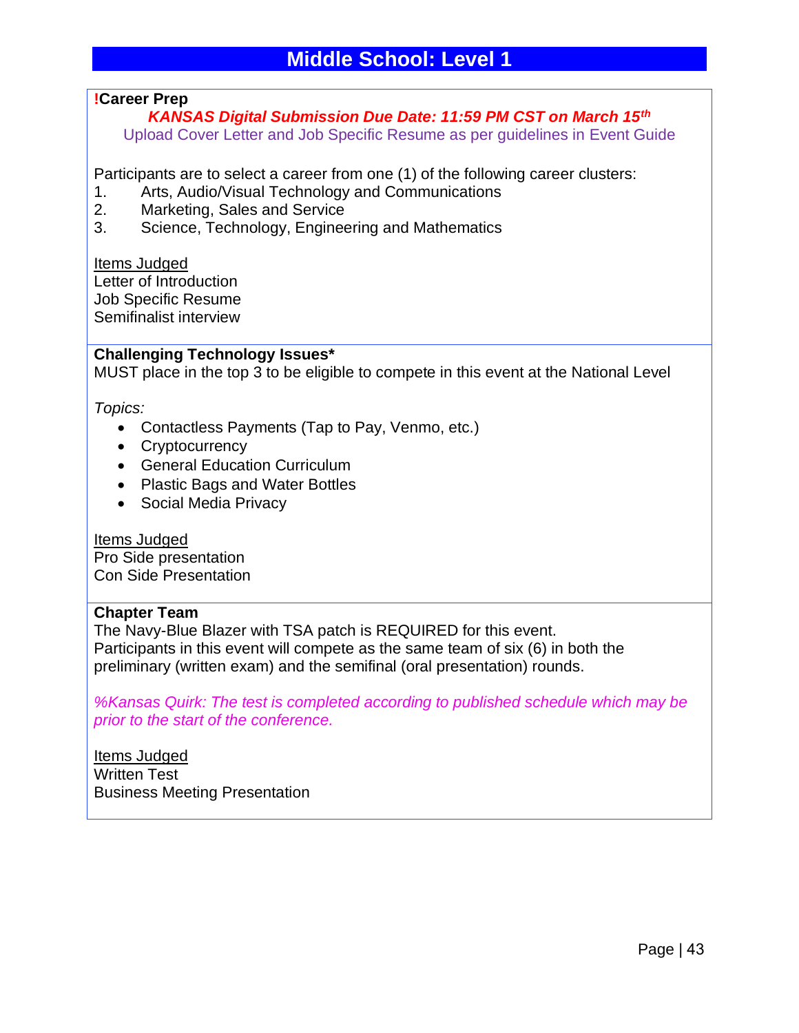# Middle School: Level 1

**!Career Prep**

***KANSAS Digital Submission Due Date: 11:59 PM CST on March 15th***

Upload Cover Letter and Job Specific Resume as per guidelines in Event Guide

Participants are to select a career from one (1) of the following career clusters:

1. Arts, Audio/Visual Technology and Communications
2. Marketing, Sales and Service
3. Science, Technology, Engineering and Mathematics

Items Judged
Letter of Introduction
Job Specific Resume
Semifinalist interview

**Challenging Technology Issues***

MUST place in the top 3 to be eligible to compete in this event at the National Level

*Topics:*

- Contactless Payments (Tap to Pay, Venmo, etc.)
- Cryptocurrency
- General Education Curriculum
- Plastic Bags and Water Bottles
- Social Media Privacy

Items Judged
Pro Side presentation
Con Side Presentation

**Chapter Team**

The Navy-Blue Blazer with TSA patch is REQUIRED for this event.
Participants in this event will compete as the same team of six (6) in both the preliminary (written exam) and the semifinal (oral presentation) rounds.

*%Kansas Quirk: The test is completed according to published schedule which may be prior to the start of the conference.*

Items Judged
Written Test
Business Meeting Presentation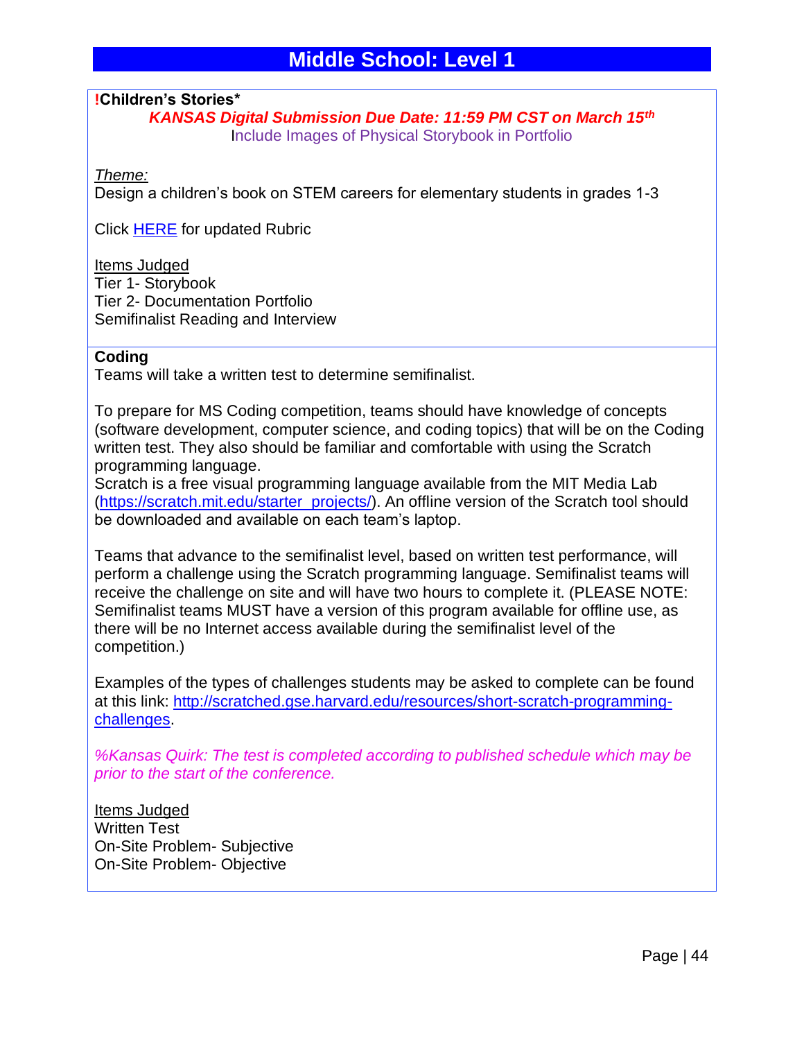# Middle School: Level 1

**!Children's Stories***

***KANSAS Digital Submission Due Date: 11:59 PM CST on March 15th***

Include Images of Physical Storybook in Portfolio

*Theme:*

Design a children's book on STEM careers for elementary students in grades 1-3

Click [HERE]() for updated Rubric

Items Judged

Tier 1- Storybook
Tier 2- Documentation Portfolio
Semifinalist Reading and Interview

**Coding**

Teams will take a written test to determine semifinalist.

To prepare for MS Coding competition, teams should have knowledge of concepts (software development, computer science, and coding topics) that will be on the Coding written test. They also should be familiar and comfortable with using the Scratch programming language.
Scratch is a free visual programming language available from the MIT Media Lab (https://scratch.mit.edu/starter_projects/). An offline version of the Scratch tool should be downloaded and available on each team's laptop.

Teams that advance to the semifinalist level, based on written test performance, will perform a challenge using the Scratch programming language. Semifinalist teams will receive the challenge on site and will have two hours to complete it. (PLEASE NOTE: Semifinalist teams MUST have a version of this program available for offline use, as there will be no Internet access available during the semifinalist level of the competition.)

Examples of the types of challenges students may be asked to complete can be found at this link: http://scratched.gse.harvard.edu/resources/short-scratch-programming-challenges.

*%Kansas Quirk: The test is completed according to published schedule which may be prior to the start of the conference.*

Items Judged

Written Test
On-Site Problem- Subjective
On-Site Problem- Objective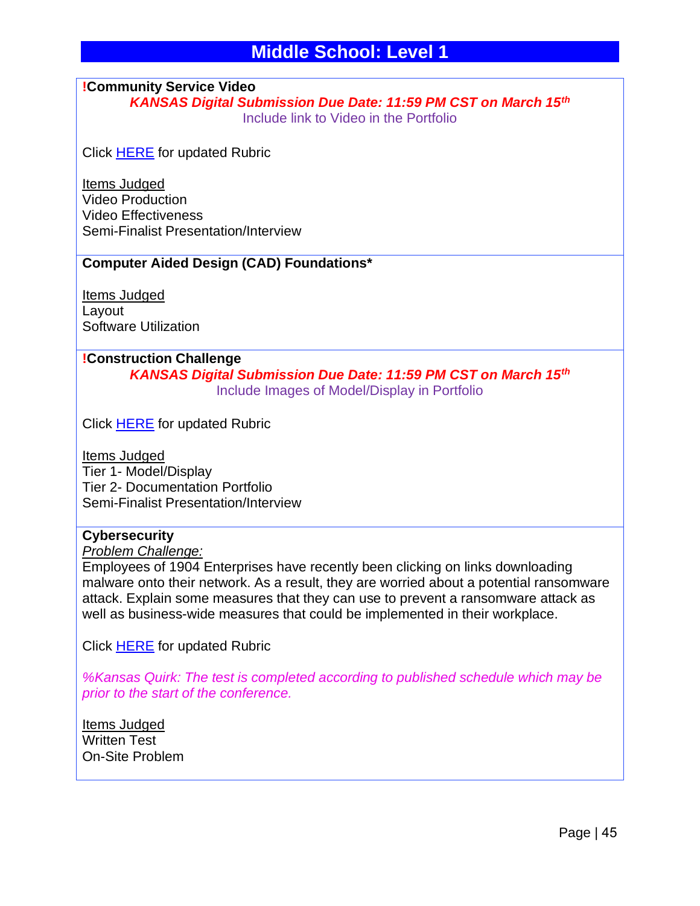## Middle School: Level 1

**!Community Service Video**

***KANSAS Digital Submission Due Date: 11:59 PM CST on March 15th***

Include link to Video in the Portfolio

Click HERE for updated Rubric

Items Judged
Video Production
Video Effectiveness
Semi-Finalist Presentation/Interview

---

**Computer Aided Design (CAD) Foundations***

Items Judged
Layout
Software Utilization

---

**!Construction Challenge**

***KANSAS Digital Submission Due Date: 11:59 PM CST on March 15th***

Include Images of Model/Display in Portfolio

Click HERE for updated Rubric

Items Judged
Tier 1- Model/Display
Tier 2- Documentation Portfolio
Semi-Finalist Presentation/Interview

---

**Cybersecurity**

*Problem Challenge:*

Employees of 1904 Enterprises have recently been clicking on links downloading malware onto their network. As a result, they are worried about a potential ransomware attack. Explain some measures that they can use to prevent a ransomware attack as well as business-wide measures that could be implemented in their workplace.

Click HERE for updated Rubric

*%Kansas Quirk: The test is completed according to published schedule which may be prior to the start of the conference.*

Items Judged
Written Test
On-Site Problem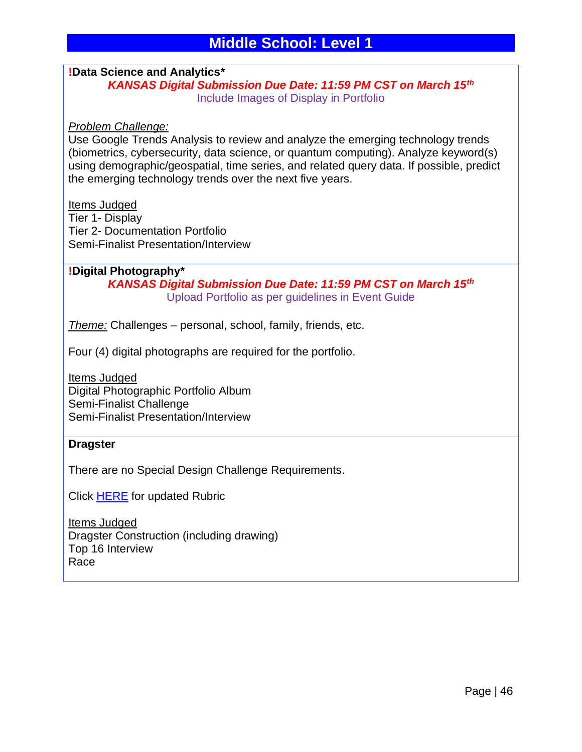# Middle School: Level 1

**!Data Science and Analytics***

***KANSAS Digital Submission Due Date: 11:59 PM CST on March 15th***

Include Images of Display in Portfolio

*Problem Challenge:*

Use Google Trends Analysis to review and analyze the emerging technology trends (biometrics, cybersecurity, data science, or quantum computing). Analyze keyword(s) using demographic/geospatial, time series, and related query data. If possible, predict the emerging technology trends over the next five years.

Items Judged

Tier 1- Display

Tier 2- Documentation Portfolio

Semi-Finalist Presentation/Interview

**!Digital Photography***

***KANSAS Digital Submission Due Date: 11:59 PM CST on March 15th***

Upload Portfolio as per guidelines in Event Guide

*Theme:* Challenges – personal, school, family, friends, etc.

Four (4) digital photographs are required for the portfolio.

Items Judged

Digital Photographic Portfolio Album

Semi-Finalist Challenge

Semi-Finalist Presentation/Interview

**Dragster**

There are no Special Design Challenge Requirements.

Click HERE for updated Rubric

Items Judged

Dragster Construction (including drawing)

Top 16 Interview

Race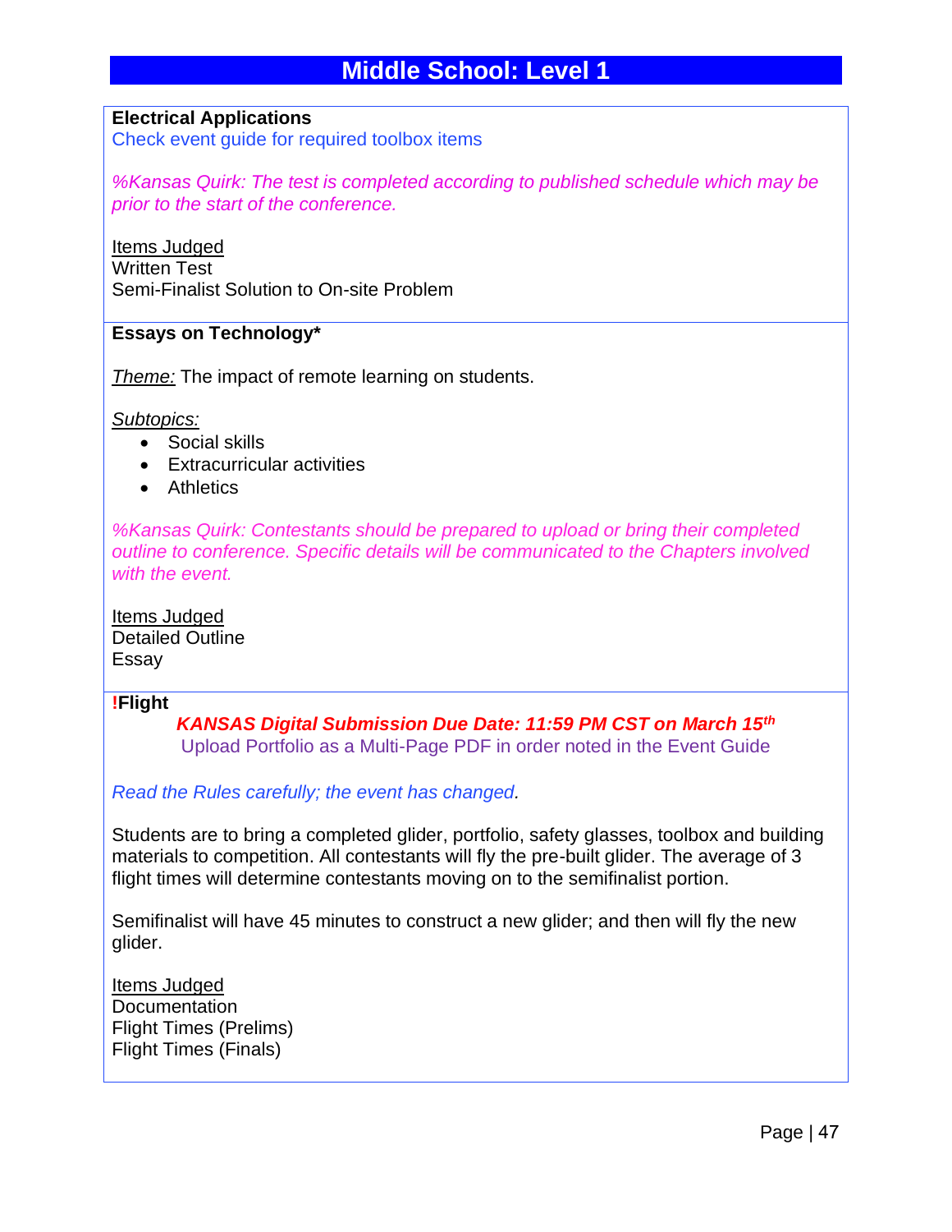# Middle School: Level 1

**Electrical Applications**
Check event guide for required toolbox items

*%Kansas Quirk: The test is completed according to published schedule which may be prior to the start of the conference.*

Items Judged
Written Test
Semi-Finalist Solution to On-site Problem

**Essays on Technology***

*Theme:* The impact of remote learning on students.

*Subtopics:*

- Social skills
- Extracurricular activities
- Athletics

*%Kansas Quirk: Contestants should be prepared to upload or bring their completed outline to conference. Specific details will be communicated to the Chapters involved with the event.*

Items Judged
Detailed Outline
Essay

**!Flight**

***KANSAS Digital Submission Due Date: 11:59 PM CST on March 15th***
Upload Portfolio as a Multi-Page PDF in order noted in the Event Guide

*Read the Rules carefully; the event has changed.*

Students are to bring a completed glider, portfolio, safety glasses, toolbox and building materials to competition. All contestants will fly the pre-built glider. The average of 3 flight times will determine contestants moving on to the semifinalist portion.

Semifinalist will have 45 minutes to construct a new glider; and then will fly the new glider.

Items Judged
Documentation
Flight Times (Prelims)
Flight Times (Finals)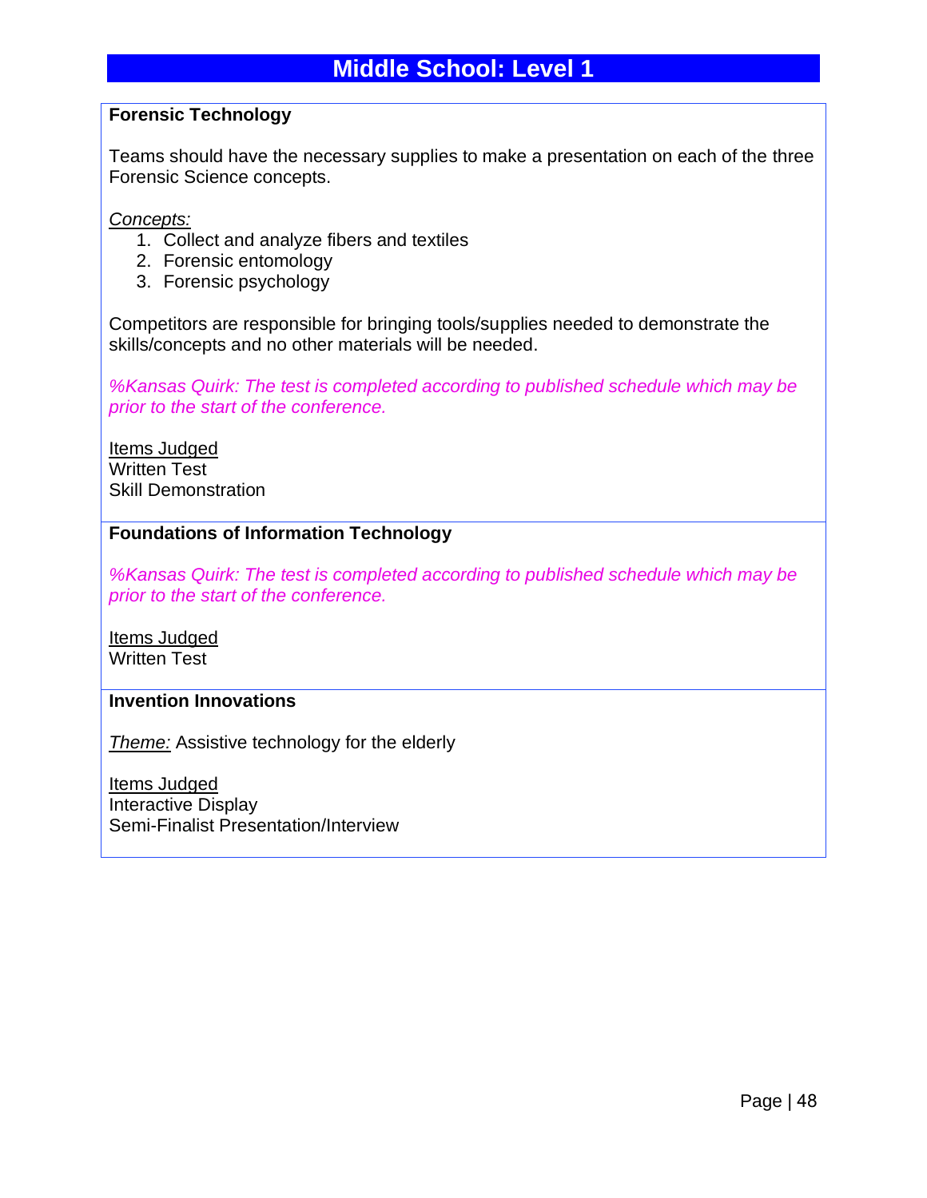# Middle School: Level 1

### Forensic Technology

Teams should have the necessary supplies to make a presentation on each of the three Forensic Science concepts.

*Concepts:*

1. Collect and analyze fibers and textiles
2. Forensic entomology
3. Forensic psychology

Competitors are responsible for bringing tools/supplies needed to demonstrate the skills/concepts and no other materials will be needed.

*%Kansas Quirk: The test is completed according to published schedule which may be prior to the start of the conference.*

Items Judged
Written Test
Skill Demonstration

### Foundations of Information Technology

*%Kansas Quirk: The test is completed according to published schedule which may be prior to the start of the conference.*

Items Judged
Written Test

### Invention Innovations

*Theme:* Assistive technology for the elderly

Items Judged
Interactive Display
Semi-Finalist Presentation/Interview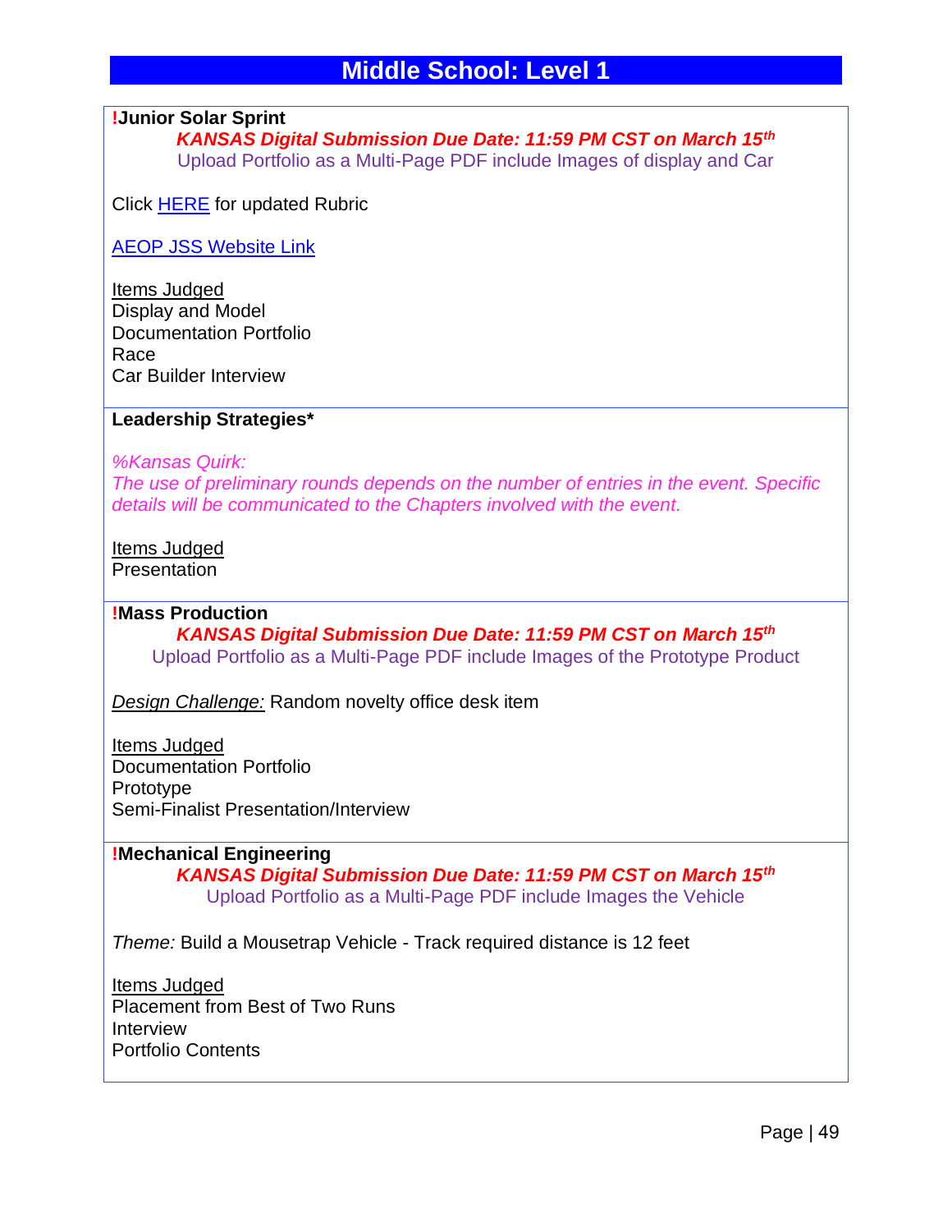# Middle School: Level 1

**!Junior Solar Sprint**

***KANSAS Digital Submission Due Date: 11:59 PM CST on March 15th***

Upload Portfolio as a Multi-Page PDF include Images of display and Car

Click HERE for updated Rubric

AEOP JSS Website Link

Items Judged
Display and Model
Documentation Portfolio
Race
Car Builder Interview

**Leadership Strategies***

*%Kansas Quirk:*
*The use of preliminary rounds depends on the number of entries in the event. Specific details will be communicated to the Chapters involved with the event.*

Items Judged
Presentation

**!Mass Production**

***KANSAS Digital Submission Due Date: 11:59 PM CST on March 15th***

Upload Portfolio as a Multi-Page PDF include Images of the Prototype Product

*Design Challenge:* Random novelty office desk item

Items Judged
Documentation Portfolio
Prototype
Semi-Finalist Presentation/Interview

**!Mechanical Engineering**

***KANSAS Digital Submission Due Date: 11:59 PM CST on March 15th***

Upload Portfolio as a Multi-Page PDF include Images the Vehicle

*Theme:* Build a Mousetrap Vehicle - Track required distance is 12 feet

Items Judged
Placement from Best of Two Runs
Interview
Portfolio Contents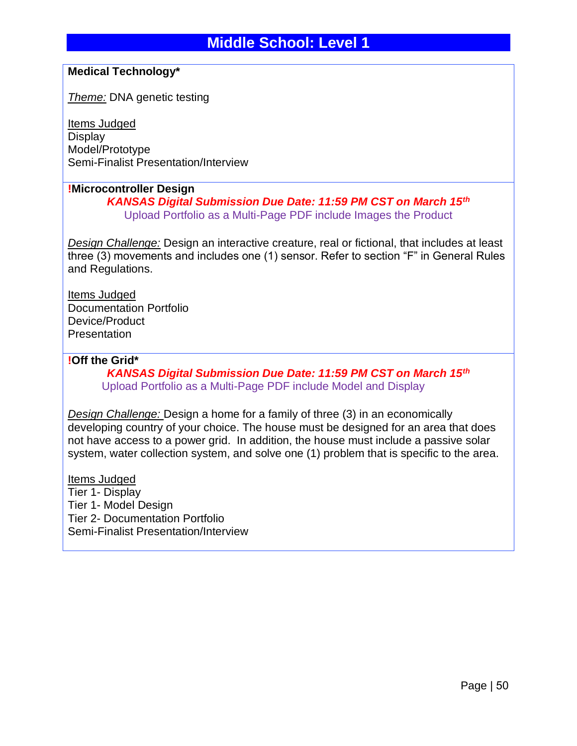# Middle School: Level 1

**Medical Technology***

*Theme:* DNA genetic testing

Items Judged
Display
Model/Prototype
Semi-Finalist Presentation/Interview

**!Microcontroller Design**

***KANSAS Digital Submission Due Date: 11:59 PM CST on March 15th***

Upload Portfolio as a Multi-Page PDF include Images the Product

*Design Challenge:* Design an interactive creature, real or fictional, that includes at least three (3) movements and includes one (1) sensor. Refer to section "F" in General Rules and Regulations.

Items Judged
Documentation Portfolio
Device/Product
Presentation

**!Off the Grid***

***KANSAS Digital Submission Due Date: 11:59 PM CST on March 15th***

Upload Portfolio as a Multi-Page PDF include Model and Display

*Design Challenge:* Design a home for a family of three (3) in an economically developing country of your choice. The house must be designed for an area that does not have access to a power grid. In addition, the house must include a passive solar system, water collection system, and solve one (1) problem that is specific to the area.

Items Judged
Tier 1- Display
Tier 1- Model Design
Tier 2- Documentation Portfolio
Semi-Finalist Presentation/Interview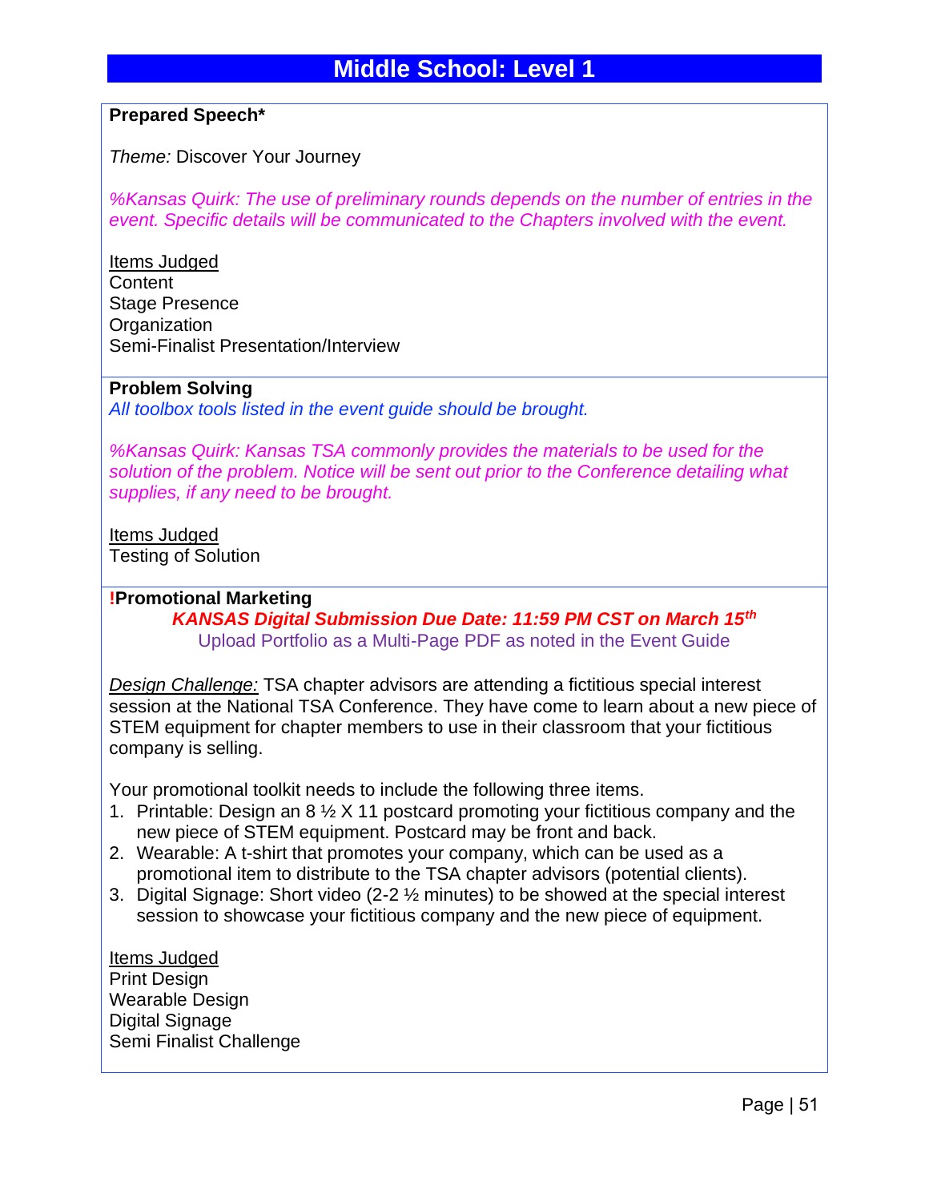# Middle School: Level 1

**Prepared Speech***

*Theme:* Discover Your Journey

*%Kansas Quirk: The use of preliminary rounds depends on the number of entries in the event. Specific details will be communicated to the Chapters involved with the event.*

Items Judged
Content
Stage Presence
Organization
Semi-Finalist Presentation/Interview

**Problem Solving**
*All toolbox tools listed in the event guide should be brought.*

*%Kansas Quirk: Kansas TSA commonly provides the materials to be used for the solution of the problem. Notice will be sent out prior to the Conference detailing what supplies, if any need to be brought.*

Items Judged
Testing of Solution

**!Promotional Marketing**

***KANSAS Digital Submission Due Date: 11:59 PM CST on March 15th***

Upload Portfolio as a Multi-Page PDF as noted in the Event Guide

*Design Challenge:* TSA chapter advisors are attending a fictitious special interest session at the National TSA Conference. They have come to learn about a new piece of STEM equipment for chapter members to use in their classroom that your fictitious company is selling.

Your promotional toolkit needs to include the following three items.

1. Printable: Design an 8 ½ X 11 postcard promoting your fictitious company and the new piece of STEM equipment. Postcard may be front and back.
2. Wearable: A t-shirt that promotes your company, which can be used as a promotional item to distribute to the TSA chapter advisors (potential clients).
3. Digital Signage: Short video (2-2 ½ minutes) to be showed at the special interest session to showcase your fictitious company and the new piece of equipment.

Items Judged
Print Design
Wearable Design
Digital Signage
Semi Finalist Challenge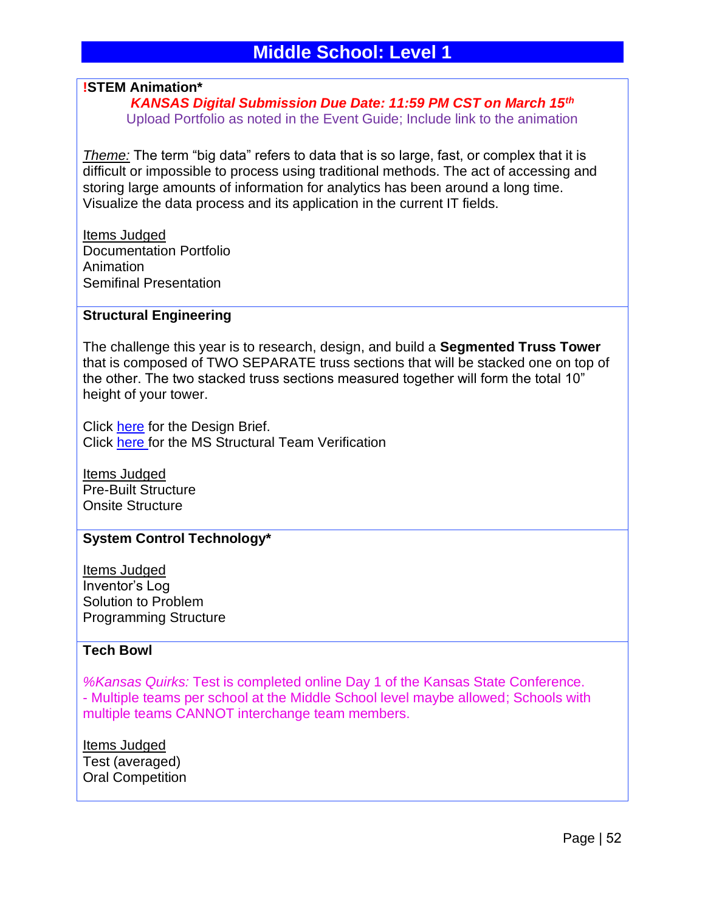# Middle School: Level 1

**!STEM Animation***

***KANSAS Digital Submission Due Date: 11:59 PM CST on March 15th***

Upload Portfolio as noted in the Event Guide; Include link to the animation

*Theme:* The term "big data" refers to data that is so large, fast, or complex that it is difficult or impossible to process using traditional methods. The act of accessing and storing large amounts of information for analytics has been around a long time. Visualize the data process and its application in the current IT fields.

Items Judged
Documentation Portfolio
Animation
Semifinal Presentation

---

**Structural Engineering**

The challenge this year is to research, design, and build a **Segmented Truss Tower** that is composed of TWO SEPARATE truss sections that will be stacked one on top of the other. The two stacked truss sections measured together will form the total 10" height of your tower.

Click here for the Design Brief.
Click here for the MS Structural Team Verification

Items Judged
Pre-Built Structure
Onsite Structure

---

**System Control Technology***

Items Judged
Inventor's Log
Solution to Problem
Programming Structure

---

**Tech Bowl**

*%Kansas Quirks:* Test is completed online Day 1 of the Kansas State Conference.
- Multiple teams per school at the Middle School level maybe allowed; Schools with multiple teams CANNOT interchange team members.

Items Judged
Test (averaged)
Oral Competition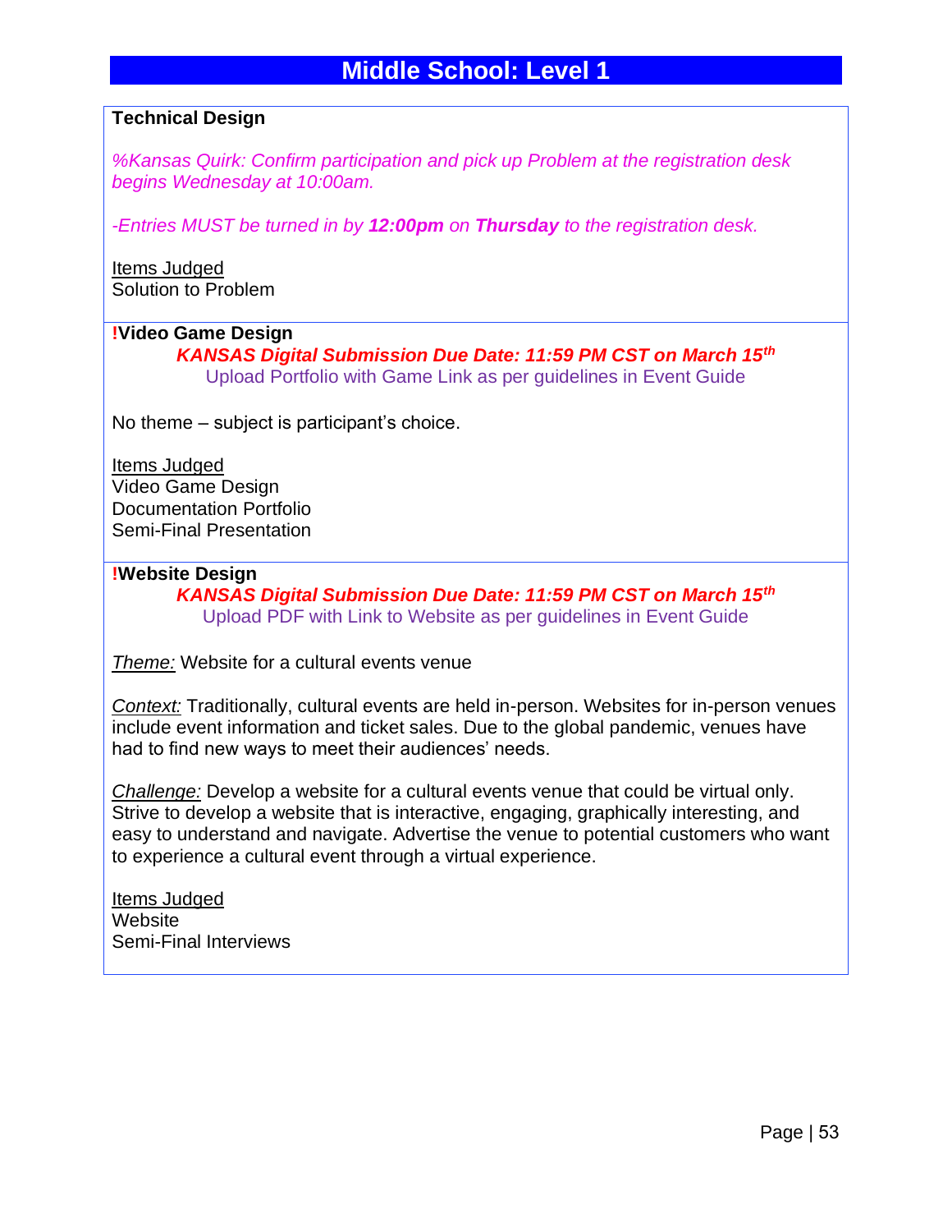# Middle School: Level 1

**Technical Design**

*%Kansas Quirk: Confirm participation and pick up Problem at the registration desk begins Wednesday at 10:00am.*

*-Entries MUST be turned in by **12:00pm** on **Thursday** to the registration desk.*

Items Judged
Solution to Problem

**!Video Game Design**

***KANSAS Digital Submission Due Date: 11:59 PM CST on March 15th***

Upload Portfolio with Game Link as per guidelines in Event Guide

No theme – subject is participant's choice.

Items Judged
Video Game Design
Documentation Portfolio
Semi-Final Presentation

**!Website Design**

***KANSAS Digital Submission Due Date: 11:59 PM CST on March 15th***

Upload PDF with Link to Website as per guidelines in Event Guide

*Theme:* Website for a cultural events venue

*Context:* Traditionally, cultural events are held in-person. Websites for in-person venues include event information and ticket sales. Due to the global pandemic, venues have had to find new ways to meet their audiences' needs.

*Challenge:* Develop a website for a cultural events venue that could be virtual only. Strive to develop a website that is interactive, engaging, graphically interesting, and easy to understand and navigate. Advertise the venue to potential customers who want to experience a cultural event through a virtual experience.

Items Judged
Website
Semi-Final Interviews